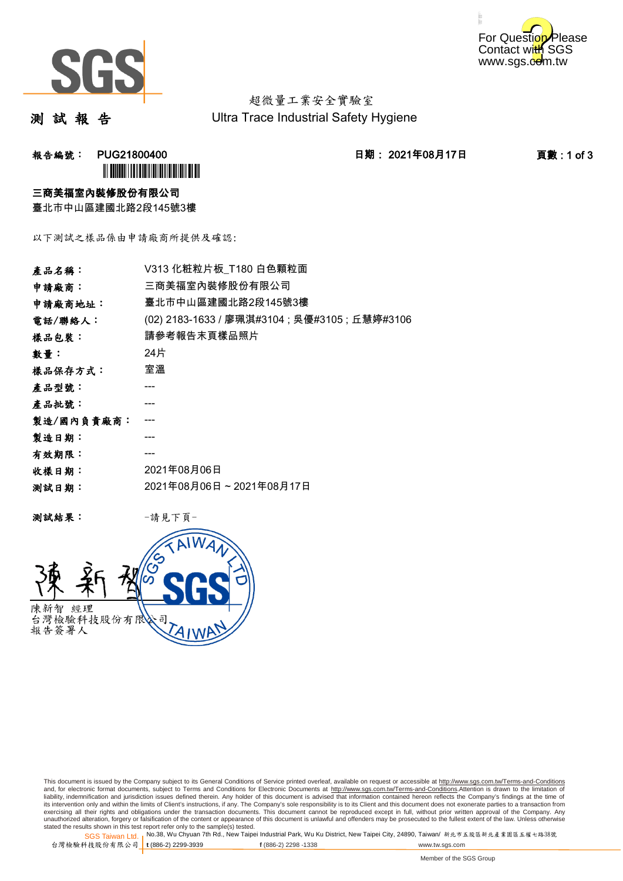超微量工業安全實驗室

# 測 試 報 告

Ultra Trace Industrial Safety Hygiene

**報告編號： PUG21800400** **日期： 2021年08月17日**

**三商美福室內裝修股份有限公司**

臺北市中山區建國北路2段145號3樓

以下測試之樣品係由申請廠商所提供及確認:

| | |
|---|---|
| **產品名稱：** | V313 化粧粒片板_T180 白色顆粒面 |
| **申請廠商：** | 三商美福室內裝修股份有限公司 |
| **申請廠商地址：** | 臺北市中山區建國北路2段145號3樓 |
| **電話/聯絡人：** | (02) 2183-1633 / 廖珮淇#3104 ; 吳優#3105 ; 丘慧婷#3106 |
| **樣品包裝：** | 請參考報告末頁樣品照片 |
| **數量：** | 24片 |
| **樣品保存方式：** | 室溫 |
| **產品型號：** | --- |
| **產品批號：** | --- |
| **製造/國內負責廠商：** | --- |
| **製造日期：** | --- |
| **有效期限：** | --- |
| **收樣日期：** | 2021年08月06日 |
| **測試日期：** | 2021年08月06日 ~ 2021年08月17日 |

**測試結果：** -請見下頁-

陳新智 經理
台灣檢驗科技股份有限公司
報告簽署人

This document is issued by the Company subject to its General Conditions of Service printed overleaf, available on request or accessible at http://www.sgs.com.tw/Terms-and-Conditions and, for electronic format documents, subject to Terms and Conditions for Electronic Documents at http://www.sgs.com.tw/Terms-and-Conditions.Attention is drawn to the limitation of liability, indemnification and jurisdiction issues defined therein. Any holder of this document is advised that information contained hereon reflects the Company's findings at the time of its intervention only and within the limits of Client's instructions, if any. The Company's sole responsibility is to its Client and this document does not exonerate parties to a transaction from exercising all their rights and obligations under the transaction documents. This document cannot be reproduced except in full, without prior written approval of the Company. Any unauthorized alteration, forgery or falsification of the content or appearance of this document is unlawful and offenders may be prosecuted to the fullest extent of the law. Unless otherwise stated the results shown in this test report refer only to the sample(s) tested.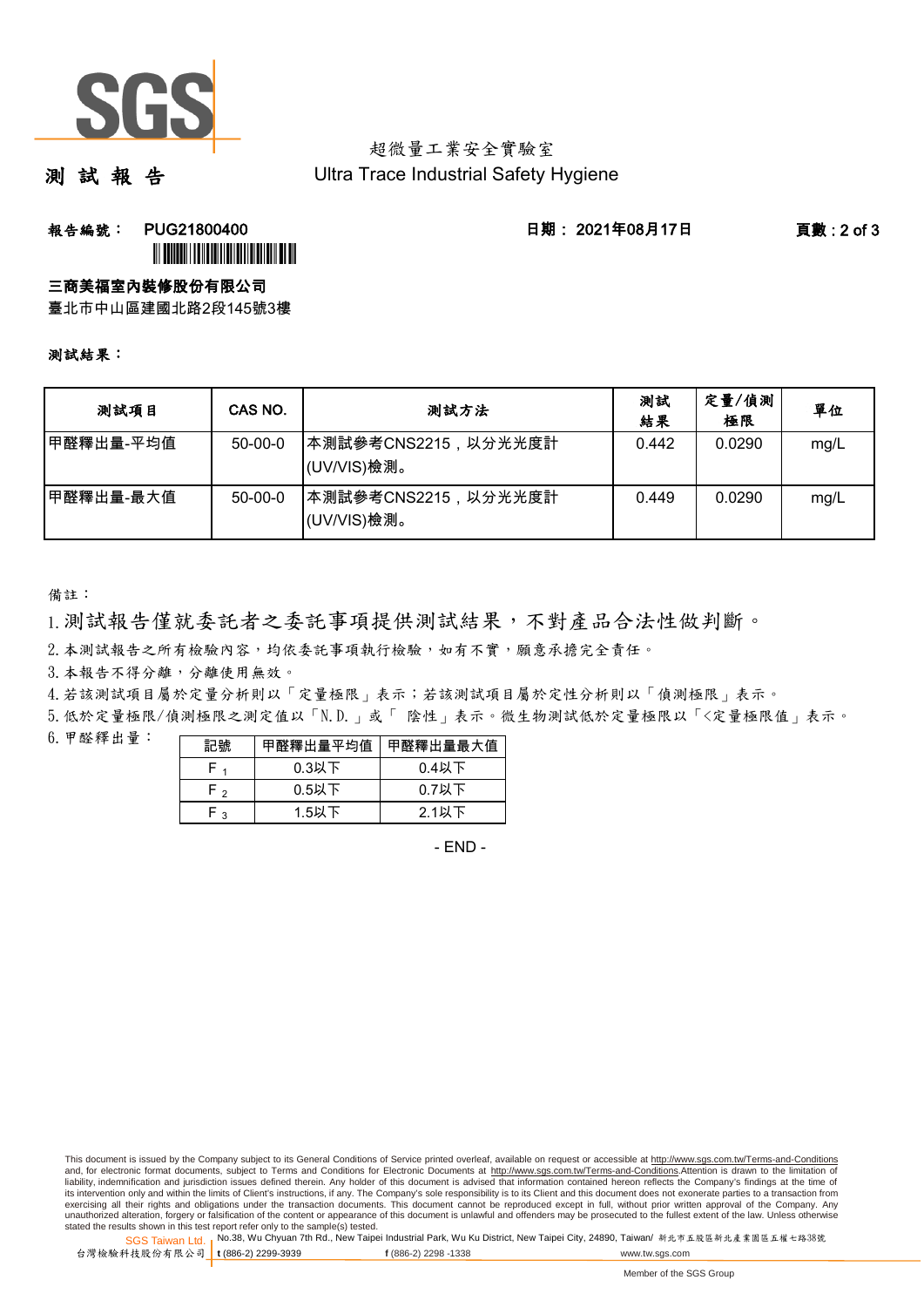# 測 試 報 告

超微量工業安全實驗室
Ultra Trace Industrial Safety Hygiene

**報告編號：** PUG21800400　　　　**日期：** 2021年08月17日

**三商美福室內裝修股份有限公司**
臺北市中山區建國北路2段145號3樓

**測試結果：**

| 測試項目 | CAS NO. | 測試方法 | 測試結果 | 定量/偵測極限 | 單位 |
|---|---|---|---|---|---|
| 甲醛釋出量-平均值 | 50-00-0 | 本測試參考CNS2215，以分光光度計(UV/VIS)檢測。 | 0.442 | 0.0290 | mg/L |
| 甲醛釋出量-最大值 | 50-00-0 | 本測試參考CNS2215，以分光光度計(UV/VIS)檢測。 | 0.449 | 0.0290 | mg/L |

備註：

1. 測試報告僅就委託者之委託事項提供測試結果，不對產品合法性做判斷。
2. 本測試報告之所有檢驗內容，均依委託事項執行檢驗，如有不實，願意承擔完全責任。
3. 本報告不得分離，分離使用無效。
4. 若該測試項目屬於定量分析則以「定量極限」表示；若該測試項目屬於定性分析則以「偵測極限」表示。
5. 低於定量極限/偵測極限之測定值以「N.D.」或「 陰性」表示。微生物測試低於定量極限以「<定量極限值」表示。
6. 甲醛釋出量：

| 記號 | 甲醛釋出量平均值 | 甲醛釋出量最大值 |
|---|---|---|
| $F_1$ | 0.3以下 | 0.4以下 |
| $F_2$ | 0.5以下 | 0.7以下 |
| $F_3$ | 1.5以下 | 2.1以下 |

- END -

This document is issued by the Company subject to its General Conditions of Service printed overleaf, available on request or accessible at http://www.sgs.com.tw/Terms-and-Conditions and, for electronic format documents, subject to Terms and Conditions for Electronic Documents at http://www.sgs.com.tw/Terms-and-Conditions.Attention is drawn to the limitation of liability, indemnification and jurisdiction issues defined therein. Any holder of this document is advised that information contained hereon reflects the Company's findings at the time of its intervention only and within the limits of Client's instructions, if any. The Company's sole responsibility is to its Client and this document does not exonerate parties to a transaction from exercising all their rights and obligations under the transaction documents. This document cannot be reproduced except in full, without prior written approval of the Company. Any unauthorized alteration, forgery or falsification of the content or appearance of this document is unlawful and offenders may be prosecuted to the fullest extent of the law. Unless otherwise stated the results shown in this test report refer only to the sample(s) tested.

SGS Taiwan Ltd. 台灣檢驗科技股份有限公司 | No.38, Wu Chyuan 7th Rd., New Taipei Industrial Park, Wu Ku District, New Taipei City, 24890, Taiwan/ 新北市五股區新北產業園區五權七路38號 | t (886-2) 2299-3939 f (886-2) 2298 -1338 www.tw.sgs.com

Member of the SGS Group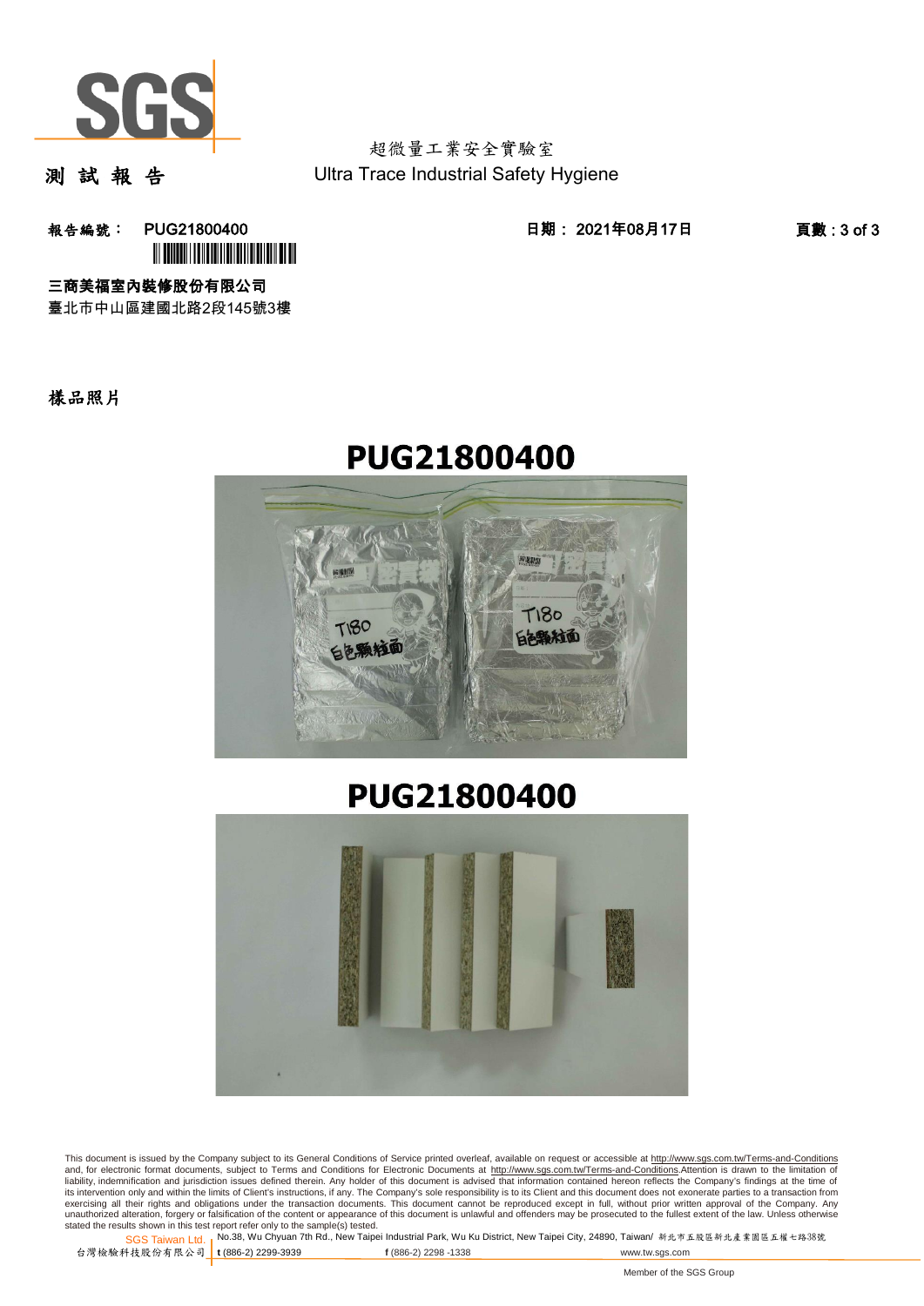超微量工業安全實驗室
Ultra Trace Industrial Safety Hygiene

# 測 試 報 告

**報告編號：** PUG21800400　　**日期：** 2021年08月17日

**三商美福室內裝修股份有限公司**
臺北市中山區建國北路2段145號3樓

## 樣品照片

**PUG21800400**

**PUG21800400**

This document is issued by the Company subject to its General Conditions of Service printed overleaf, available on request or accessible at http://www.sgs.com.tw/Terms-and-Conditions and, for electronic format documents, subject to Terms and Conditions for Electronic Documents at http://www.sgs.com.tw/Terms-and-Conditions.Attention is drawn to the limitation of liability, indemnification and jurisdiction issues defined therein. Any holder of this document is advised that information contained hereon reflects the Company's findings at the time of its intervention only and within the limits of Client's instructions, if any. The Company's sole responsibility is to its Client and this document does not exonerate parties to a transaction from exercising all their rights and obligations under the transaction documents. This document cannot be reproduced except in full, without prior written approval of the Company. Any unauthorized alteration, forgery or falsification of the content or appearance of this document is unlawful and offenders may be prosecuted to the fullest extent of the law. Unless otherwise stated the results shown in this test report refer only to the sample(s) tested.

SGS Taiwan Ltd. No.38, Wu Chyuan 7th Rd., New Taipei Industrial Park, Wu Ku District, New Taipei City, 24890, Taiwan/ 新北市五股區新北產業園區五權七路38號
台灣檢驗科技股份有限公司 t (886-2) 2299-3939 f (886-2) 2298 -1338 www.tw.sgs.com

Member of the SGS Group